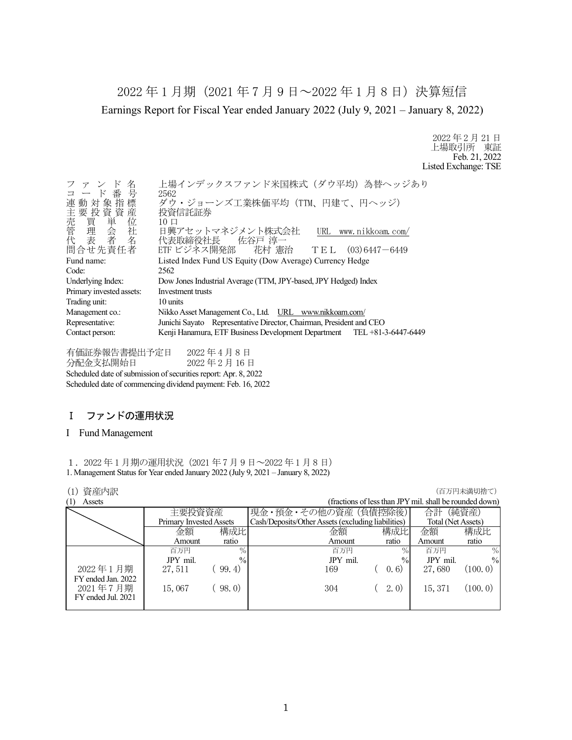# 2022 年 1 月期（2021 年 7 月 9 日～2022 年 1 月 8 日）決算短信

Earnings Report for Fiscal Year ended January 2022 (July 9, 2021 – January 8, 2022)

2022 年 2 月 21 日
上場取引所　東証
Feb. 21, 2022
Listed Exchange: TSE

ファンド名　　上場インデックスファンド米国株式（ダウ平均）為替ヘッジあり
コード番号　　2562
連動対象指標　ダウ・ジョーンズ工業株価平均（TTM、円建て、円ヘッジ）
主要投資資産　投資信託証券
売買単位　　　10 口
管理会社　　　日興アセットマネジメント株式会社　　URL　www.nikkoam.com/
代表者名　　　代表取締役社長　　佐谷戸 淳一
問合せ先責任者　ETF ビジネス開発部　　花村 憲治　　ＴＥＬ　(03)6447－6449

Fund name: Listed Index Fund US Equity (Dow Average) Currency Hedge
Code: 2562
Underlying Index: Dow Jones Industrial Average (TTM, JPY-based, JPY Hedged) Index
Primary invested assets: Investment trusts
Trading unit: 10 units
Management co.: Nikko Asset Management Co., Ltd.　URL　www.nikkoam.com/
Representative: Junichi Sayato　Representative Director, Chairman, President and CEO
Contact person: Kenji Hanamura, ETF Business Development Department　　TEL +81-3-6447-6449

有価証券報告書提出予定日　　2022 年 4 月 8 日
分配金支払開始日　　　　　　2022 年 2 月 16 日
Scheduled date of submission of securities report: Apr. 8, 2022
Scheduled date of commencing dividend payment: Feb. 16, 2022

## Ⅰ　ファンドの運用状況

## I　Fund Management

### １．2022 年 1 月期の運用状況（2021 年 7 月 9 日～2022 年 1 月 8 日）
### 1. Management Status for Year ended January 2022 (July 9, 2021 – January 8, 2022)

(1) 資産内訳　　　　　　　　　　　　　　　　　　　　　　　　　　　　（百万円未満切捨て）
(1)　Assets　　　　　　　　　　　　　　(fractions of less than JPY mil. shall be rounded down)

| | 主要投資資産 Primary Invested Assets | | 現金・預金・その他の資産（負債控除後） Cash/Deposits/Other Assets (excluding liabilities) | | 合計（純資産） Total (Net Assets) | |
|---|---|---|---|---|---|---|
| | 金額 Amount | 構成比 ratio | 金額 Amount | 構成比 ratio | 金額 Amount | 構成比 ratio |
| | 百万円 JPY mil. | % | 百万円 JPY mil. | % | 百万円 JPY mil. | % |
| 2022 年 1 月期 FY ended Jan. 2022 | 27,511 | (99.4) | 169 | (0.6) | 27,680 | (100.0) |
| 2021 年 7 月期 FY ended Jul. 2021 | 15,067 | (98.0) | 304 | (2.0) | 15,371 | (100.0) |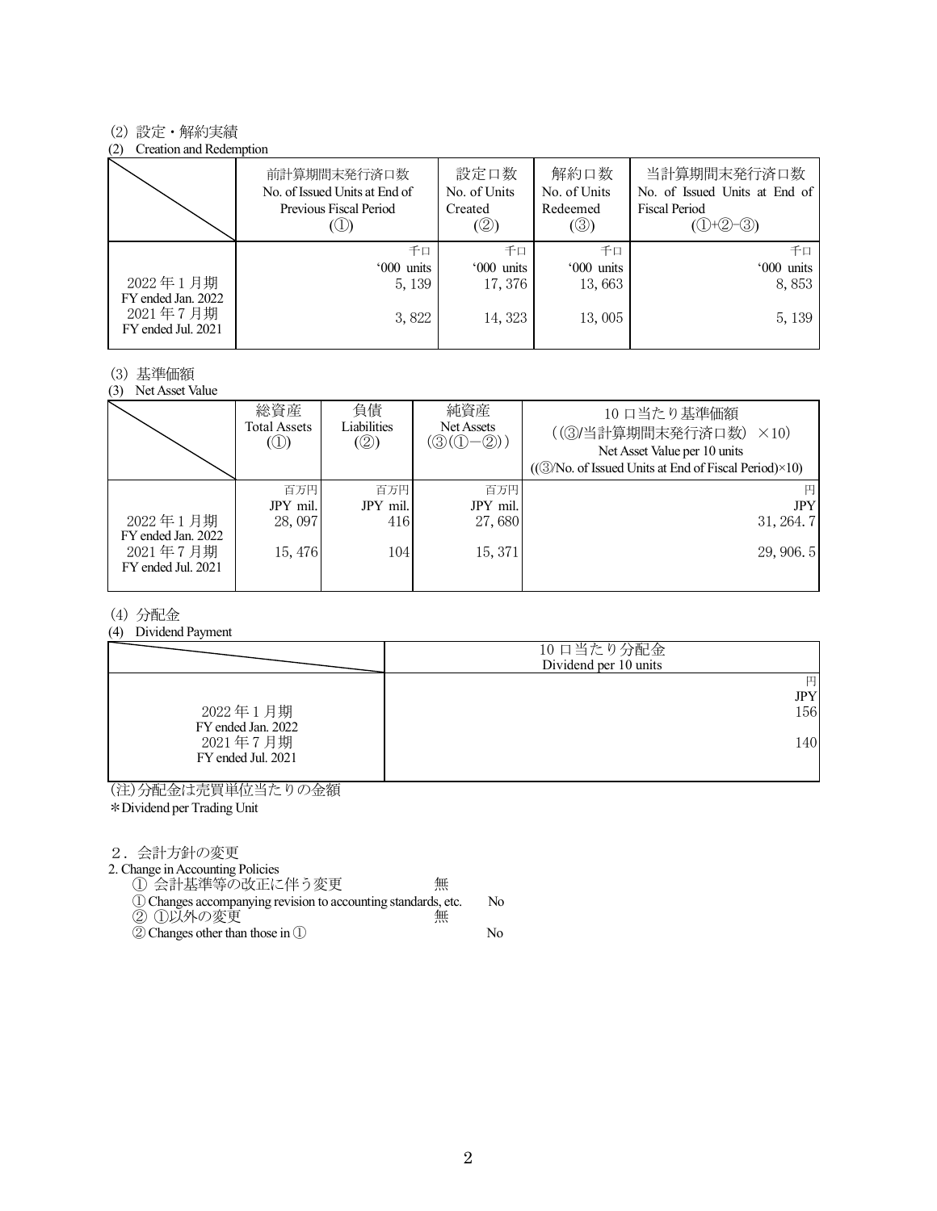(2) 設定・解約実績
(2) Creation and Redemption

| | 前計算期間末発行済口数<br>No. of Issued Units at End of Previous Fiscal Period<br>(①) | 設定口数<br>No. of Units Created<br>(②) | 解約口数<br>No. of Units Redeemed<br>(③) | 当計算期間末発行済口数<br>No. of Issued Units at End of Fiscal Period<br>(①+②−③) |
|---|---|---|---|---|
| | 千口<br>'000 units | 千口<br>'000 units | 千口<br>'000 units | 千口<br>'000 units |
| 2022年1月期<br>FY ended Jan. 2022 | 5, 139 | 17, 376 | 13, 663 | 8, 853 |
| 2021年7月期<br>FY ended Jul. 2021 | 3, 822 | 14, 323 | 13, 005 | 5, 139 |

(3) 基準価額
(3) Net Asset Value

| | 総資産<br>Total Assets<br>(①) | 負債<br>Liabilities<br>(②) | 純資産<br>Net Assets<br>(③(①−②)) | 10口当たり基準価額<br>((③/当計算期間末発行済口数) ×10)<br>Net Asset Value per 10 units<br>((③/No. of Issued Units at End of Fiscal Period)×10) |
|---|---|---|---|---|
| | 百万円<br>JPY mil. | 百万円<br>JPY mil. | 百万円<br>JPY mil. | 円<br>JPY |
| 2022年1月期<br>FY ended Jan. 2022 | 28, 097 | 416 | 27, 680 | 31, 264. 7 |
| 2021年7月期<br>FY ended Jul. 2021 | 15, 476 | 104 | 15, 371 | 29, 906. 5 |

(4) 分配金
(4) Dividend Payment

| | 10口当たり分配金<br>Dividend per 10 units |
|---|---|
| | 円<br>JPY |
| 2022年1月期<br>FY ended Jan. 2022 | 156 |
| 2021年7月期<br>FY ended Jul. 2021 | 140 |

(注)分配金は売買単位当たりの金額
*Dividend per Trading Unit

２．会計方針の変更
2. Change in Accounting Policies

① 会計基準等の改正に伴う変更　無
① Changes accompanying revision to accounting standards, etc.　No
② ①以外の変更　無
② Changes other than those in ①　No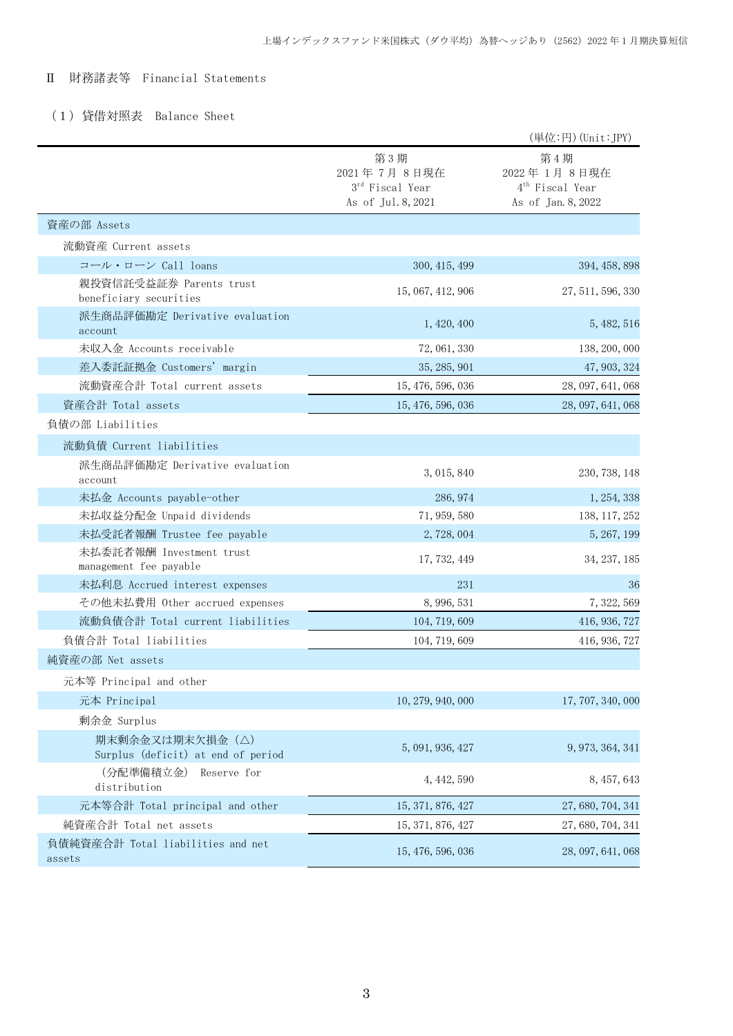## Ⅱ　財務諸表等　Financial Statements

### （１）貸借対照表　Balance Sheet

（単位:円）(Unit:JPY)

| | 第３期<br>2021年７月８日現在<br>3rd Fiscal Year<br>As of Jul.8,2021 | 第４期<br>2022年１月８日現在<br>4th Fiscal Year<br>As of Jan.8,2022 |
|---|---|---|
| 資産の部 Assets | | |
| 流動資産 Current assets | | |
| コール・ローン Call loans | 300,415,499 | 394,458,898 |
| 親投資信託受益証券 Parents trust beneficiary securities | 15,067,412,906 | 27,511,596,330 |
| 派生商品評価勘定 Derivative evaluation account | 1,420,400 | 5,482,516 |
| 未収入金 Accounts receivable | 72,061,330 | 138,200,000 |
| 差入委託証拠金 Customers' margin | 35,285,901 | 47,903,324 |
| 流動資産合計 Total current assets | 15,476,596,036 | 28,097,641,068 |
| 資産合計 Total assets | 15,476,596,036 | 28,097,641,068 |
| 負債の部 Liabilities | | |
| 流動負債 Current liabilities | | |
| 派生商品評価勘定 Derivative evaluation account | 3,015,840 | 230,738,148 |
| 未払金 Accounts payable-other | 286,974 | 1,254,338 |
| 未払収益分配金 Unpaid dividends | 71,959,580 | 138,117,252 |
| 未払受託者報酬 Trustee fee payable | 2,728,004 | 5,267,199 |
| 未払委託者報酬 Investment trust management fee payable | 17,732,449 | 34,237,185 |
| 未払利息 Accrued interest expenses | 231 | 36 |
| その他未払費用 Other accrued expenses | 8,996,531 | 7,322,569 |
| 流動負債合計 Total current liabilities | 104,719,609 | 416,936,727 |
| 負債合計 Total liabilities | 104,719,609 | 416,936,727 |
| 純資産の部 Net assets | | |
| 元本等 Principal and other | | |
| 元本 Principal | 10,279,940,000 | 17,707,340,000 |
| 剰余金 Surplus | | |
| 期末剰余金又は期末欠損金（△） Surplus (deficit) at end of period | 5,091,936,427 | 9,973,364,341 |
| （分配準備積立金） Reserve for distribution | 4,442,590 | 8,457,643 |
| 元本等合計 Total principal and other | 15,371,876,427 | 27,680,704,341 |
| 純資産合計 Total net assets | 15,371,876,427 | 27,680,704,341 |
| 負債純資産合計 Total liabilities and net assets | 15,476,596,036 | 28,097,641,068 |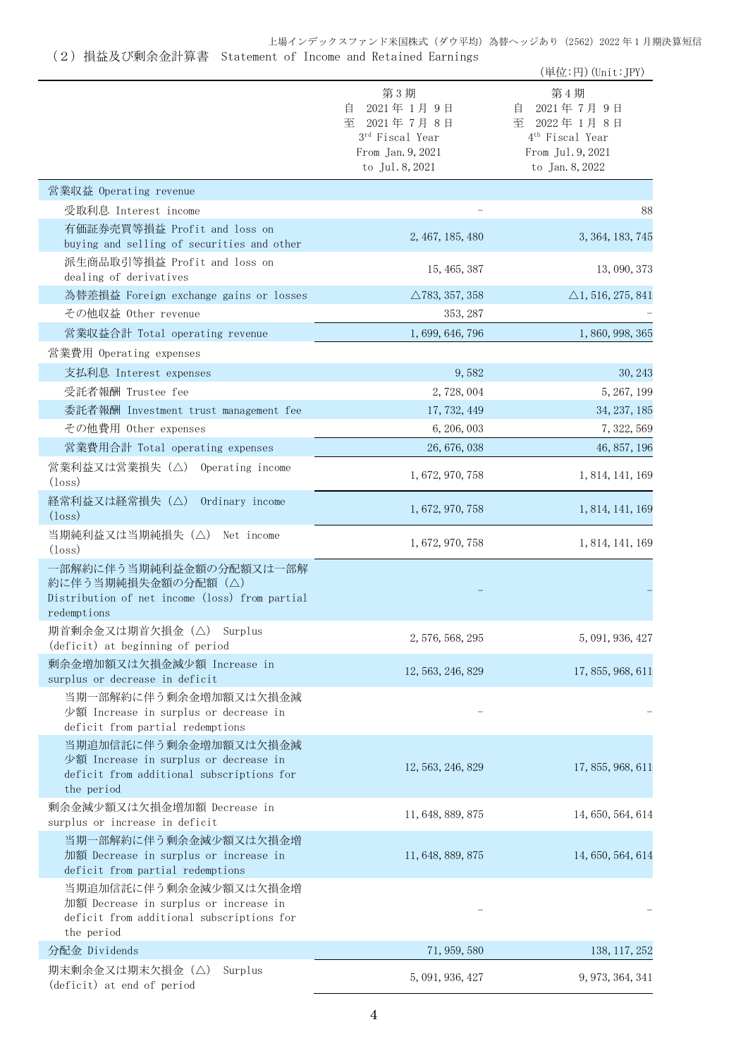## （２）損益及び剰余金計算書　Statement of Income and Retained Earnings

（単位:円）(Unit:JPY)

| | 第３期<br>自　2021年１月９日<br>至　2021年７月８日<br>3rd Fiscal Year<br>From Jan.9,2021<br>to Jul.8,2021 | 第４期<br>自　2021年７月９日<br>至　2022年１月８日<br>4th Fiscal Year<br>From Jul.9,2021<br>to Jan.8,2022 |
|---|---|---|
| 営業収益 Operating revenue | | |
| 受取利息 Interest income | － | 88 |
| 有価証券売買等損益 Profit and loss on buying and selling of securities and other | 2,467,185,480 | 3,364,183,745 |
| 派生商品取引等損益 Profit and loss on dealing of derivatives | 15,465,387 | 13,090,373 |
| 為替差損益 Foreign exchange gains or losses | △783,357,358 | △1,516,275,841 |
| その他収益 Other revenue | 353,287 | － |
| 営業収益合計 Total operating revenue | 1,699,646,796 | 1,860,998,365 |
| 営業費用 Operating expenses | | |
| 支払利息 Interest expenses | 9,582 | 30,243 |
| 受託者報酬 Trustee fee | 2,728,004 | 5,267,199 |
| 委託者報酬 Investment trust management fee | 17,732,449 | 34,237,185 |
| その他費用 Other expenses | 6,206,003 | 7,322,569 |
| 営業費用合計 Total operating expenses | 26,676,038 | 46,857,196 |
| 営業利益又は営業損失（△） Operating income (loss) | 1,672,970,758 | 1,814,141,169 |
| 経常利益又は経常損失（△） Ordinary income (loss) | 1,672,970,758 | 1,814,141,169 |
| 当期純利益又は当期純損失（△） Net income (loss) | 1,672,970,758 | 1,814,141,169 |
| 一部解約に伴う当期純利益金額の分配額又は一部解約に伴う当期純損失金額の分配額（△） Distribution of net income (loss) from partial redemptions | － | － |
| 期首剰余金又は期首欠損金（△） Surplus (deficit) at beginning of period | 2,576,568,295 | 5,091,936,427 |
| 剰余金増加額又は欠損金減少額 Increase in surplus or decrease in deficit | 12,563,246,829 | 17,855,968,611 |
| 当期一部解約に伴う剰余金増加額又は欠損金減少額 Increase in surplus or decrease in deficit from partial redemptions | － | － |
| 当期追加信託に伴う剰余金増加額又は欠損金減少額 Increase in surplus or decrease in deficit from additional subscriptions for the period | 12,563,246,829 | 17,855,968,611 |
| 剰余金減少額又は欠損金増加額 Decrease in surplus or increase in deficit | 11,648,889,875 | 14,650,564,614 |
| 当期一部解約に伴う剰余金減少額又は欠損金増加額 Decrease in surplus or increase in deficit from partial redemptions | 11,648,889,875 | 14,650,564,614 |
| 当期追加信託に伴う剰余金減少額又は欠損金増加額 Decrease in surplus or increase in deficit from additional subscriptions for the period | － | － |
| 分配金 Dividends | 71,959,580 | 138,117,252 |
| 期末剰余金又は期末欠損金（△） Surplus (deficit) at end of period | 5,091,936,427 | 9,973,364,341 |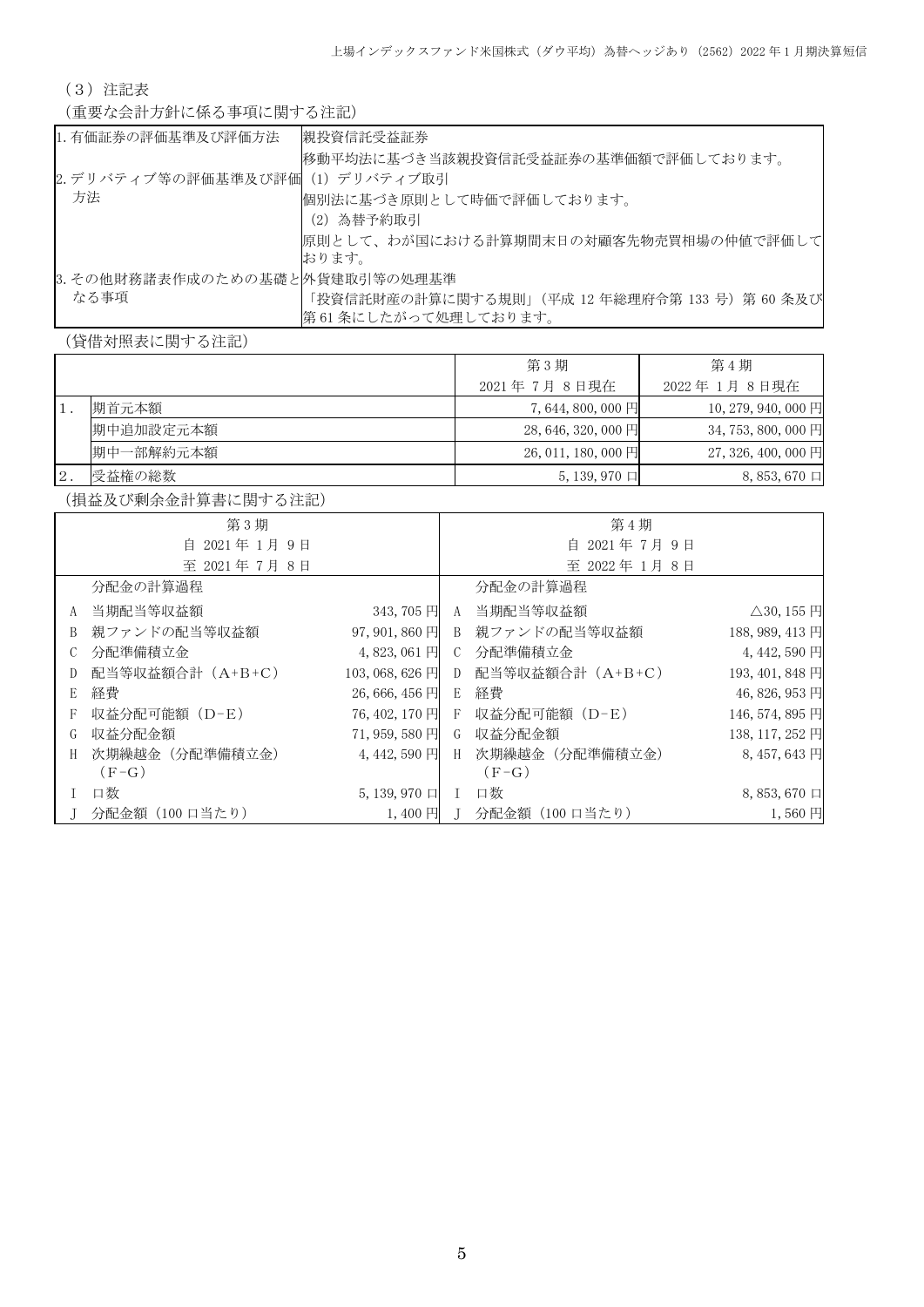（３）注記表

（重要な会計方針に係る事項に関する注記）

| | |
|---|---|
| 1. 有価証券の評価基準及び評価方法 | 親投資信託受益証券<br>移動平均法に基づき当該親投資信託受益証券の基準価額で評価しております。 |
| 2. デリバティブ等の評価基準及び評価方法 | (1) デリバティブ取引<br>個別法に基づき原則として時価で評価しております。<br>(2) 為替予約取引<br>原則として、わが国における計算期間末日の対顧客先物売買相場の仲値で評価しております。 |
| 3. その他財務諸表作成のための基礎となる事項 | 外貨建取引等の処理基準<br>「投資信託財産の計算に関する規則」（平成 12 年総理府令第 133 号）第 60 条及び第 61 条にしたがって処理しております。 |

（貸借対照表に関する注記）

| | | 第３期<br>2021 年 7 月 8 日現在 | 第４期<br>2022 年 1 月 8 日現在 |
|---|---|---|---|
| 1． | 期首元本額 | 7,644,800,000 円 | 10,279,940,000 円 |
| | 期中追加設定元本額 | 28,646,320,000 円 | 34,753,800,000 円 |
| | 期中一部解約元本額 | 26,011,180,000 円 | 27,326,400,000 円 |
| 2． | 受益権の総数 | 5,139,970 口 | 8,853,670 口 |

（損益及び剰余金計算書に関する注記）

| 第３期<br>自 2021 年 1 月 9 日<br>至 2021 年 7 月 8 日 | | | 第４期<br>自 2021 年 7 月 9 日<br>至 2022 年 1 月 8 日 | | |
|---|---|---|---|---|---|
| | 分配金の計算過程 | | | 分配金の計算過程 | |
| A | 当期配当等収益額 | 343,705 円 | A | 当期配当等収益額 | △30,155 円 |
| B | 親ファンドの配当等収益額 | 97,901,860 円 | B | 親ファンドの配当等収益額 | 188,989,413 円 |
| C | 分配準備積立金 | 4,823,061 円 | C | 分配準備積立金 | 4,442,590 円 |
| D | 配当等収益額合計（A+B+C） | 103,068,626 円 | D | 配当等収益額合計（A+B+C） | 193,401,848 円 |
| E | 経費 | 26,666,456 円 | E | 経費 | 46,826,953 円 |
| F | 収益分配可能額（D−E） | 76,402,170 円 | F | 収益分配可能額（D−E） | 146,574,895 円 |
| G | 収益分配金額 | 71,959,580 円 | G | 収益分配金額 | 138,117,252 円 |
| H | 次期繰越金（分配準備積立金）（F−G） | 4,442,590 円 | H | 次期繰越金（分配準備積立金）（F−G） | 8,457,643 円 |
| I | 口数 | 5,139,970 口 | I | 口数 | 8,853,670 口 |
| J | 分配金額（100 口当たり） | 1,400 円 | J | 分配金額（100 口当たり） | 1,560 円 |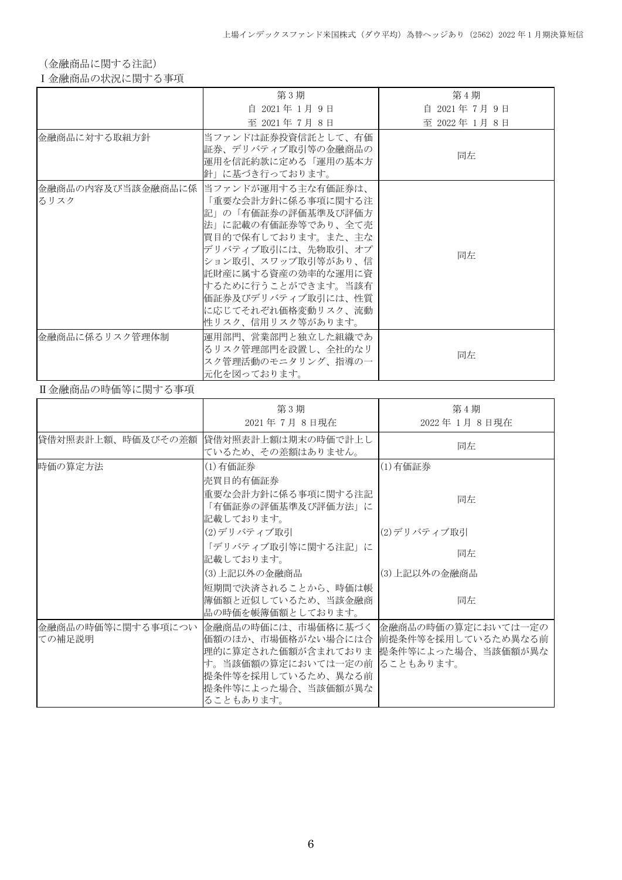（金融商品に関する注記）

Ⅰ金融商品の状況に関する事項

| | 第3期<br>自 2021年 1月 9日<br>至 2021年 7月 8日 | 第4期<br>自 2021年 7月 9日<br>至 2022年 1月 8日 |
|---|---|---|
| 金融商品に対する取組方針 | 当ファンドは証券投資信託として、有価証券、デリバティブ取引等の金融商品の運用を信託約款に定める「運用の基本方針」に基づき行っております。 | 同左 |
| 金融商品の内容及び当該金融商品に係るリスク | 当ファンドが運用する主な有価証券は、「重要な会計方針に係る事項に関する注記」の「有価証券の評価基準及び評価方法」に記載の有価証券等であり、全て売買目的で保有しております。また、主なデリバティブ取引には、先物取引、オプション取引、スワップ取引等があり、信託財産に属する資産の効率的な運用に資するために行うことができます。当該有価証券及びデリバティブ取引には、性質に応じてそれぞれ価格変動リスク、流動性リスク、信用リスク等があります。 | 同左 |
| 金融商品に係るリスク管理体制 | 運用部門、営業部門と独立した組織であるリスク管理部門を設置し、全社的なリスク管理活動のモニタリング、指導の一元化を図っております。 | 同左 |

Ⅱ金融商品の時価等に関する事項

| | 第3期<br>2021年 7月 8日現在 | 第4期<br>2022年 1月 8日現在 |
|---|---|---|
| 貸借対照表計上額、時価及びその差額 | 貸借対照表計上額は期末の時価で計上しているため、その差額はありません。 | 同左 |
| 時価の算定方法 | (1)有価証券<br>売買目的有価証券<br>重要な会計方針に係る事項に関する注記「有価証券の評価基準及び評価方法」に記載しております。<br>(2)デリバティブ取引<br>「デリバティブ取引等に関する注記」に記載しております。<br>(3)上記以外の金融商品<br>短期間で決済されることから、時価は帳簿価額と近似しているため、当該金融商品の時価を帳簿価額としております。 | (1)有価証券<br>同左<br>(2)デリバティブ取引<br>同左<br>(3)上記以外の金融商品<br>同左 |
| 金融商品の時価等に関する事項についての補足説明 | 金融商品の時価には、市場価格に基づく価額のほか、市場価格がない場合には合理的に算定された価額が含まれております。当該価額の算定においては一定の前提条件等を採用しているため、異なる前提条件等によった場合、当該価額が異なることもあります。 | 金融商品の時価の算定においては一定の前提条件等を採用しているため異なる前提条件等によった場合、当該価額が異なることもあります。 |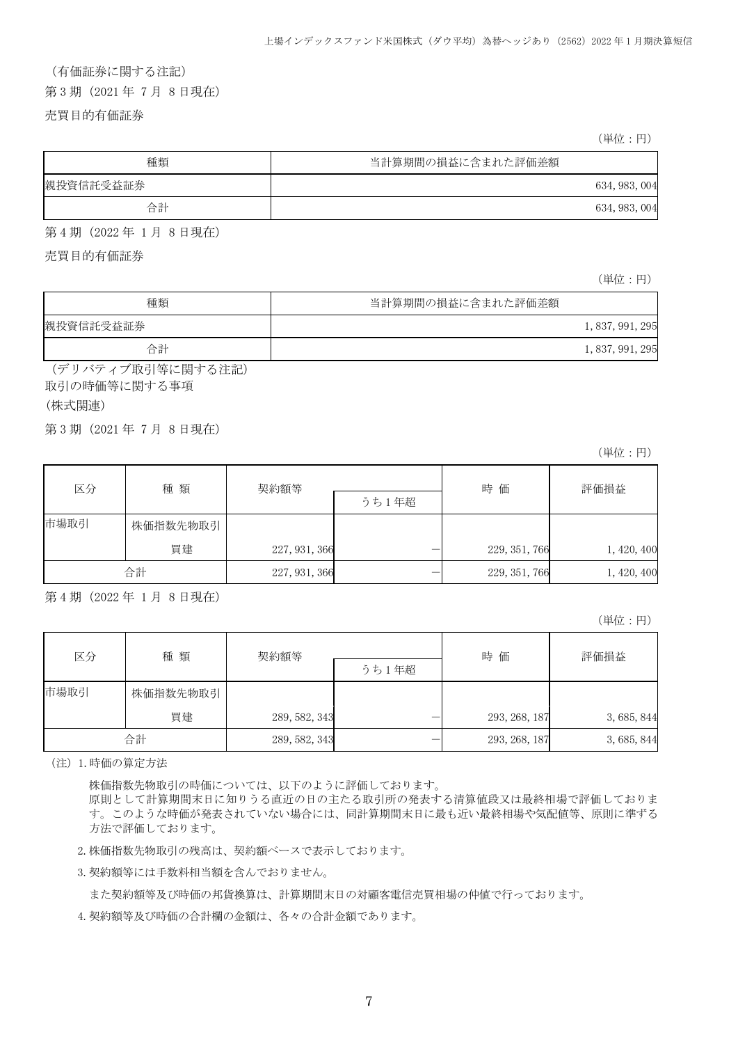（有価証券に関する注記）

第３期（2021 年 7 月 8 日現在）

売買目的有価証券

（単位：円）

| 種類 | 当計算期間の損益に含まれた評価差額 |
|---|---|
| 親投資信託受益証券 | 634, 983, 004 |
| 合計 | 634, 983, 004 |

第４期（2022 年 1 月 8 日現在）

売買目的有価証券

（単位：円）

| 種類 | 当計算期間の損益に含まれた評価差額 |
|---|---|
| 親投資信託受益証券 | 1, 837, 991, 295 |
| 合計 | 1, 837, 991, 295 |

（デリバティブ取引等に関する注記）

取引の時価等に関する事項

（株式関連）

第３期（2021 年 7 月 8 日現在）

（単位：円）

| 区分 | 種 類 | 契約額等 | | 時 価 | 評価損益 |
|---|---|---|---|---|---|
| | | | うち１年超 | | |
| 市場取引 | 株価指数先物取引 | | | | |
| | 買建 | 227, 931, 366 | － | 229, 351, 766 | 1, 420, 400 |
| 合計 | | 227, 931, 366 | － | 229, 351, 766 | 1, 420, 400 |

第４期（2022 年 1 月 8 日現在）

（単位：円）

| 区分 | 種 類 | 契約額等 | | 時 価 | 評価損益 |
|---|---|---|---|---|---|
| | | | うち１年超 | | |
| 市場取引 | 株価指数先物取引 | | | | |
| | 買建 | 289, 582, 343 | － | 293, 268, 187 | 3, 685, 844 |
| 合計 | | 289, 582, 343 | － | 293, 268, 187 | 3, 685, 844 |

（注）1. 時価の算定方法

株価指数先物取引の時価については、以下のように評価しております。
原則として計算期間末日に知りうる直近の日の主たる取引所の発表する清算値段又は最終相場で評価しております。このような時価が発表されていない場合には、同計算期間末日に最も近い最終相場や気配値等、原則に準ずる方法で評価しております。

2. 株価指数先物取引の残高は、契約額ベースで表示しております。

3. 契約額等には手数料相当額を含んでおりません。

また契約額等及び時価の邦貨換算は、計算期間末日の対顧客電信売買相場の仲値で行っております。

4. 契約額等及び時価の合計欄の金額は、各々の合計金額であります。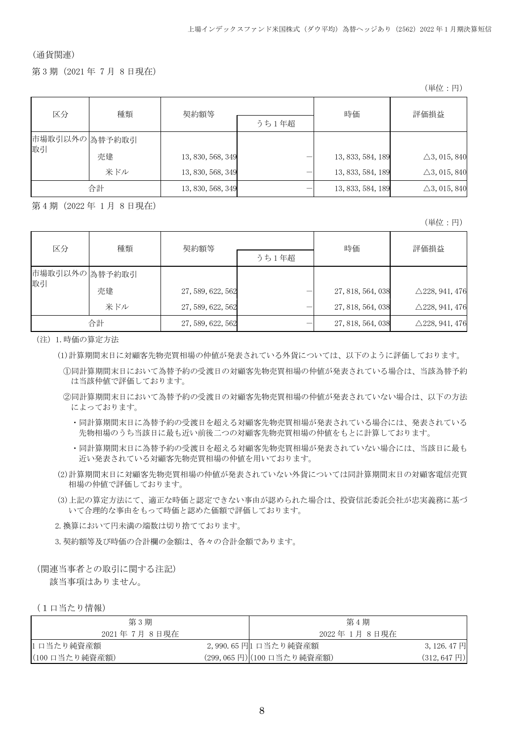（通貨関連）

第３期（2021 年 7 月 8 日現在）

（単位：円）

| 区分 | 種類 | 契約額等 | | 時価 | 評価損益 |
|---|---|---|---|---|---|
| | | | うち１年超 | | |
| 市場取引以外の取引 | 為替予約取引 | | | | |
| | 売建 | 13, 830, 568, 349 | － | 13, 833, 584, 189 | △3, 015, 840 |
| | 米ドル | 13, 830, 568, 349 | － | 13, 833, 584, 189 | △3, 015, 840 |
| 合計 | | 13, 830, 568, 349 | － | 13, 833, 584, 189 | △3, 015, 840 |

第４期（2022 年 1 月 8 日現在）

（単位：円）

| 区分 | 種類 | 契約額等 | | 時価 | 評価損益 |
|---|---|---|---|---|---|
| | | | うち１年超 | | |
| 市場取引以外の取引 | 為替予約取引 | | | | |
| | 売建 | 27, 589, 622, 562 | － | 27, 818, 564, 038 | △228, 941, 476 |
| | 米ドル | 27, 589, 622, 562 | － | 27, 818, 564, 038 | △228, 941, 476 |
| 合計 | | 27, 589, 622, 562 | － | 27, 818, 564, 038 | △228, 941, 476 |

（注）1. 時価の算定方法

(1)計算期間末日に対顧客先物売買相場の仲値が発表されている外貨については、以下のように評価しております。

①同計算期間末日において為替予約の受渡日の対顧客先物売買相場の仲値が発表されている場合は、当該為替予約は当該仲値で評価しております。

②同計算期間末日において為替予約の受渡日の対顧客先物売買相場の仲値が発表されていない場合は、以下の方法によっております。

・同計算期間末日に為替予約の受渡日を超える対顧客先物売買相場が発表されている場合には、発表されている先物相場のうち当該日に最も近い前後二つの対顧客先物売買相場の仲値をもとに計算しております。

・同計算期間末日に為替予約の受渡日を超える対顧客先物売買相場が発表されていない場合には、当該日に最も近い発表されている対顧客先物売買相場の仲値を用いております。

(2)計算期間末日に対顧客先物売買相場の仲値が発表されていない外貨については同計算期間末日の対顧客電信売買相場の仲値で評価しております。

(3)上記の算定方法にて、適正な時価と認定できない事由が認められた場合は、投資信託委託会社が忠実義務に基づいて合理的な事由をもって時価と認めた価額で評価しております。

2. 換算において円未満の端数は切り捨てております。

3. 契約額等及び時価の合計欄の金額は、各々の合計金額であります。

（関連当事者との取引に関する注記）

該当事項はありません。

（１口当たり情報）

| 第３期 | | 第４期 | |
|---|---|---|---|
| 2021 年 7 月 8 日現在 | | 2022 年 1 月 8 日現在 | |
| 1 口当たり純資産額 | 2, 990. 65 円 | 1 口当たり純資産額 | 3, 126. 47 円 |
| (100 口当たり純資産額) | (299, 065 円) | (100 口当たり純資産額) | (312, 647 円) |